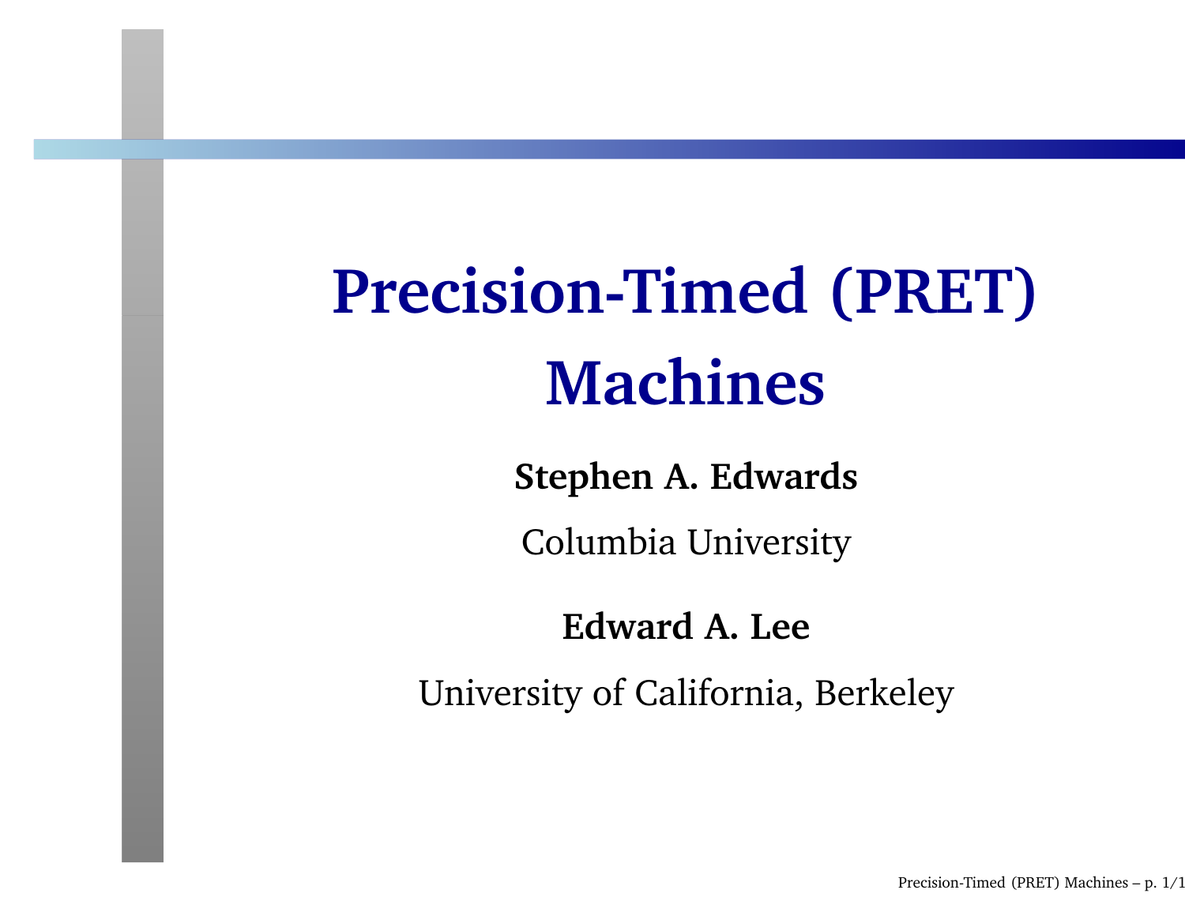# Precision-Timed (PRET) Machines

**Stephen A. Edwards**

Columbia University

**Edward A. Lee**

University of California, Berkeley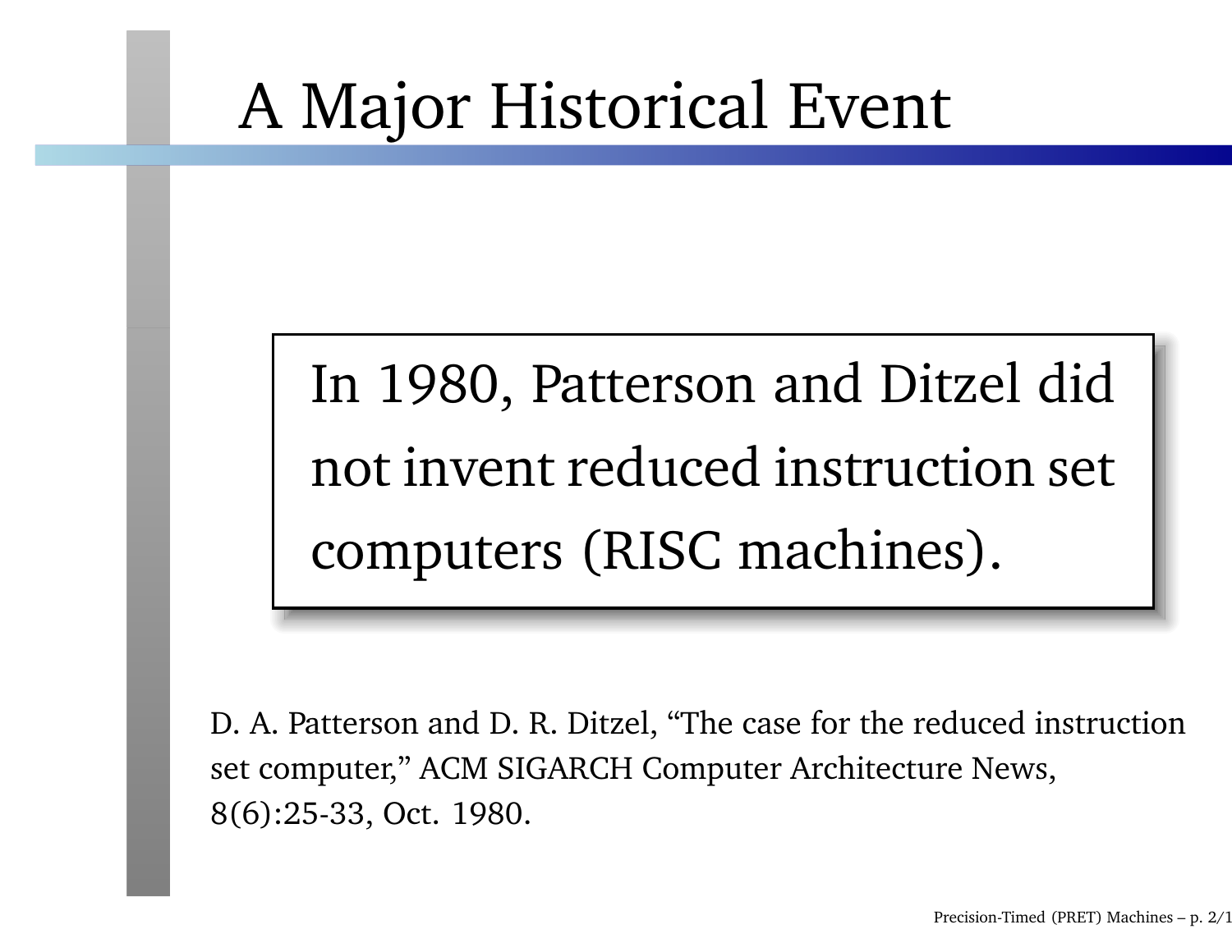# A Major Historical Event

In 1980, Patterson and Ditzel did not invent reduced instruction set computers (RISC machines).

D. A. Patterson and D. R. Ditzel, "The case for the reduced instruction set computer," ACM SIGARCH Computer Architecture News, 8(6):25-33, Oct. 1980.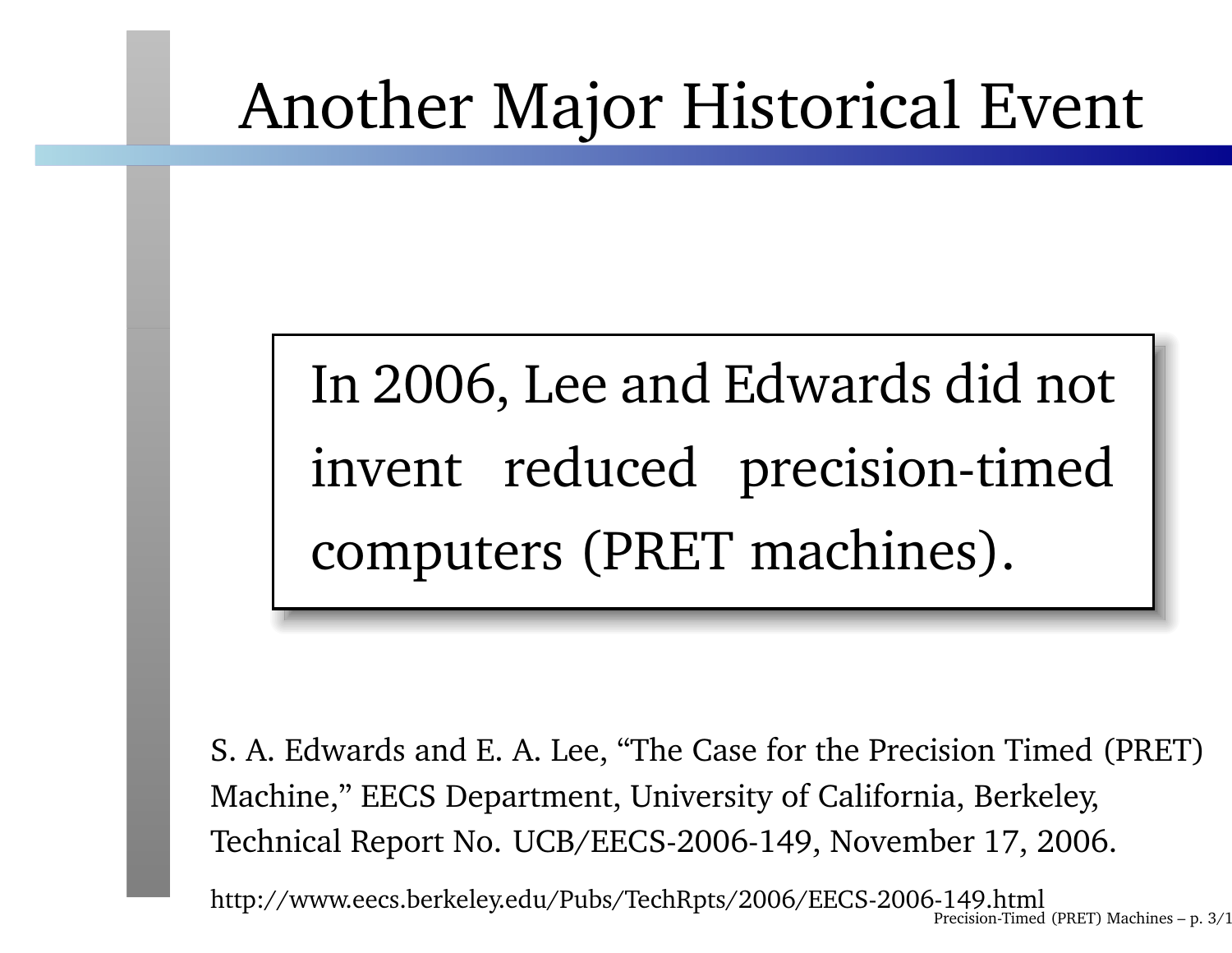# Another Major Historical Event

In 2006, Lee and Edwards did not invent reduced precision-timed computers (PRET machines).

S. A. Edwards and E. A. Lee, "The Case for the Precision Timed (PRET) Machine," EECS Department, University of California, Berkeley, Technical Report No. UCB/EECS-2006-149, November 17, 2006.

http://www.eecs.berkeley.edu/Pubs/TechRpts/2006/EECS-2006-149.html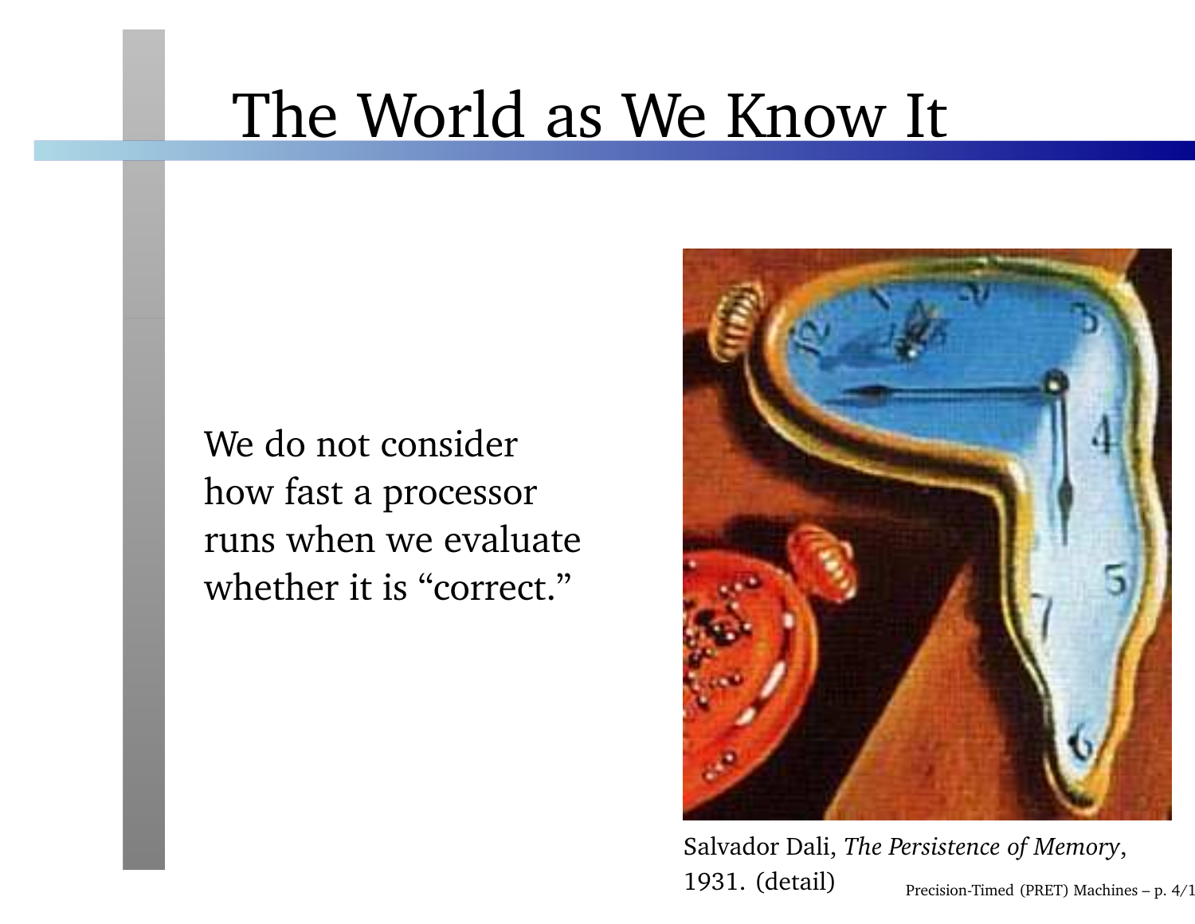# The World as We Know It

We do not consider how fast a processor runs when we evaluate whether it is "correct."

Salvador Dali, *The Persistence of Memory*, 1931. (detail)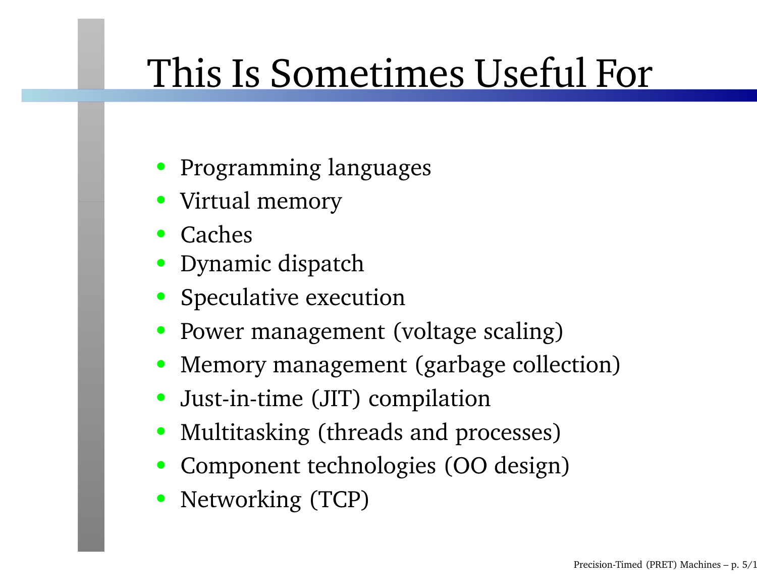# This Is Sometimes Useful For

- Programming languages
- Virtual memory
- Caches
- Dynamic dispatch
- Speculative execution
- Power management (voltage scaling)
- Memory management (garbage collection)
- Just-in-time (JIT) compilation
- Multitasking (threads and processes)
- Component technologies (OO design)
- Networking (TCP)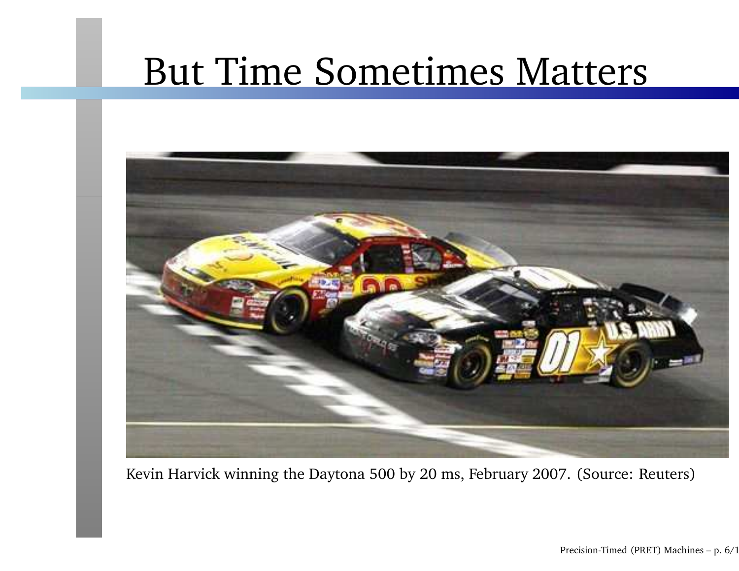# But Time Sometimes Matters

Kevin Harvick winning the Daytona 500 by 20 ms, February 2007. (Source: Reuters)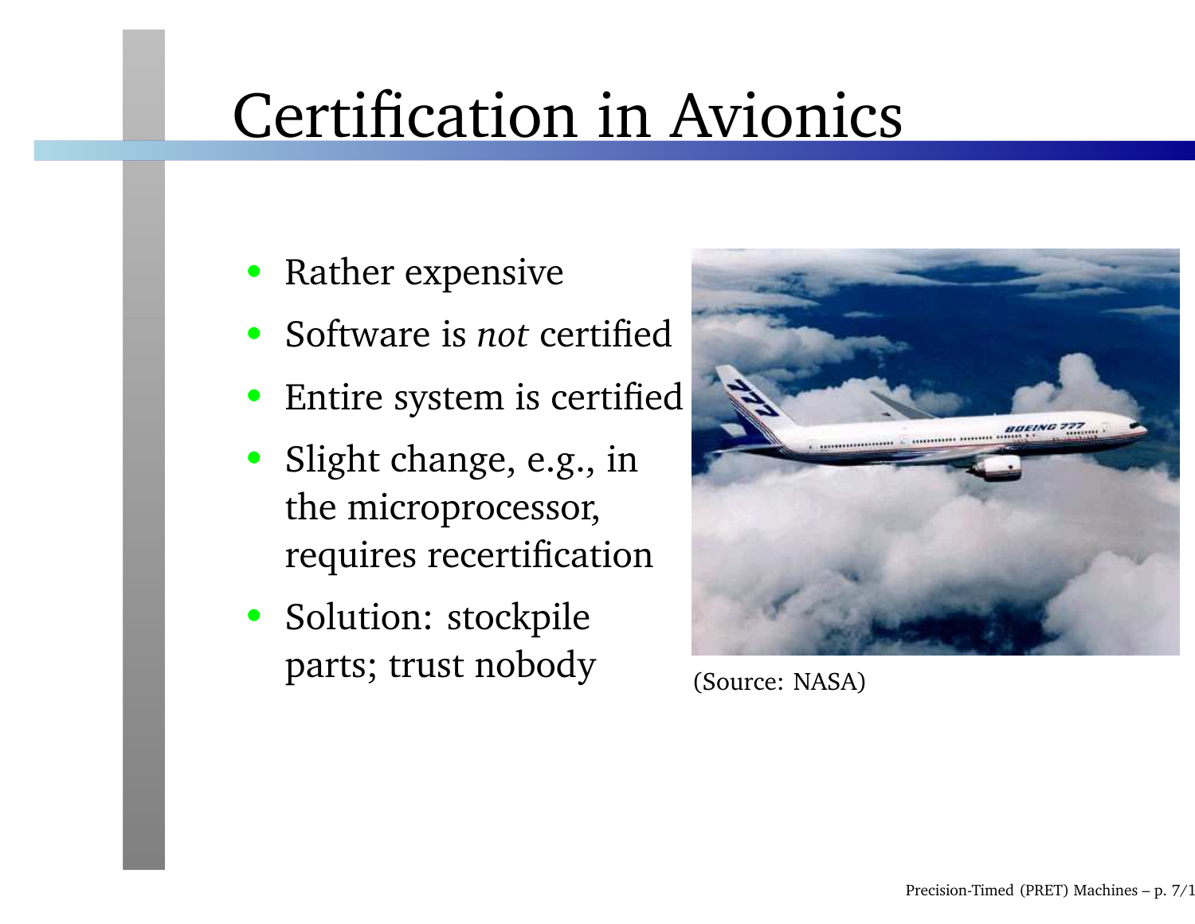# Certification in Avionics

- Rather expensive
- Software is *not* certified
- Entire system is certified
- Slight change, e.g., in the microprocessor, requires recertification
- Solution: stockpile parts; trust nobody

(Source: NASA)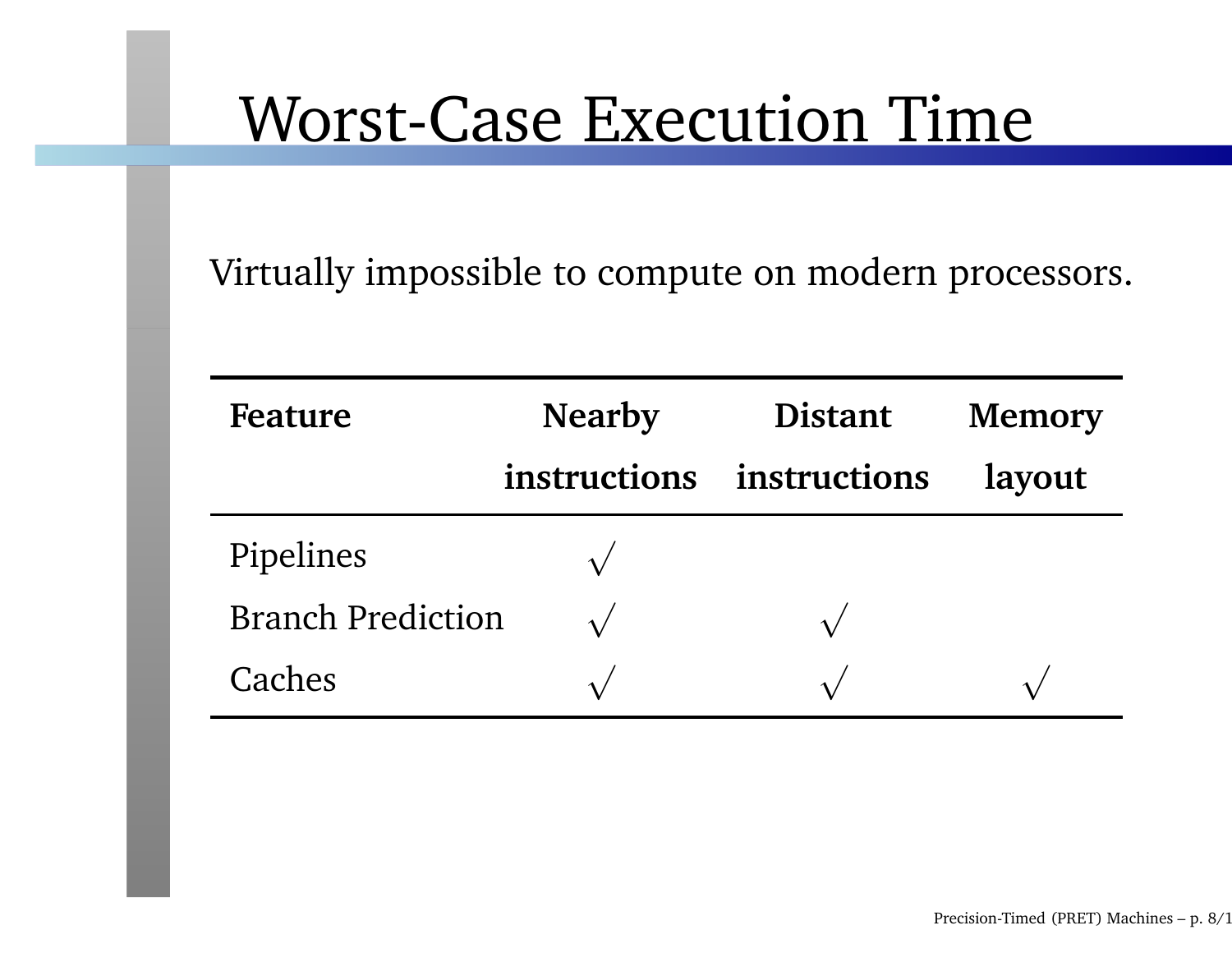# Worst-Case Execution Time

Virtually impossible to compute on modern processors.

| Feature | Nearby instructions | Distant instructions | Memory layout |
|---|---|---|---|
| Pipelines | √ | | |
| Branch Prediction | √ | √ | |
| Caches | √ | √ | √ |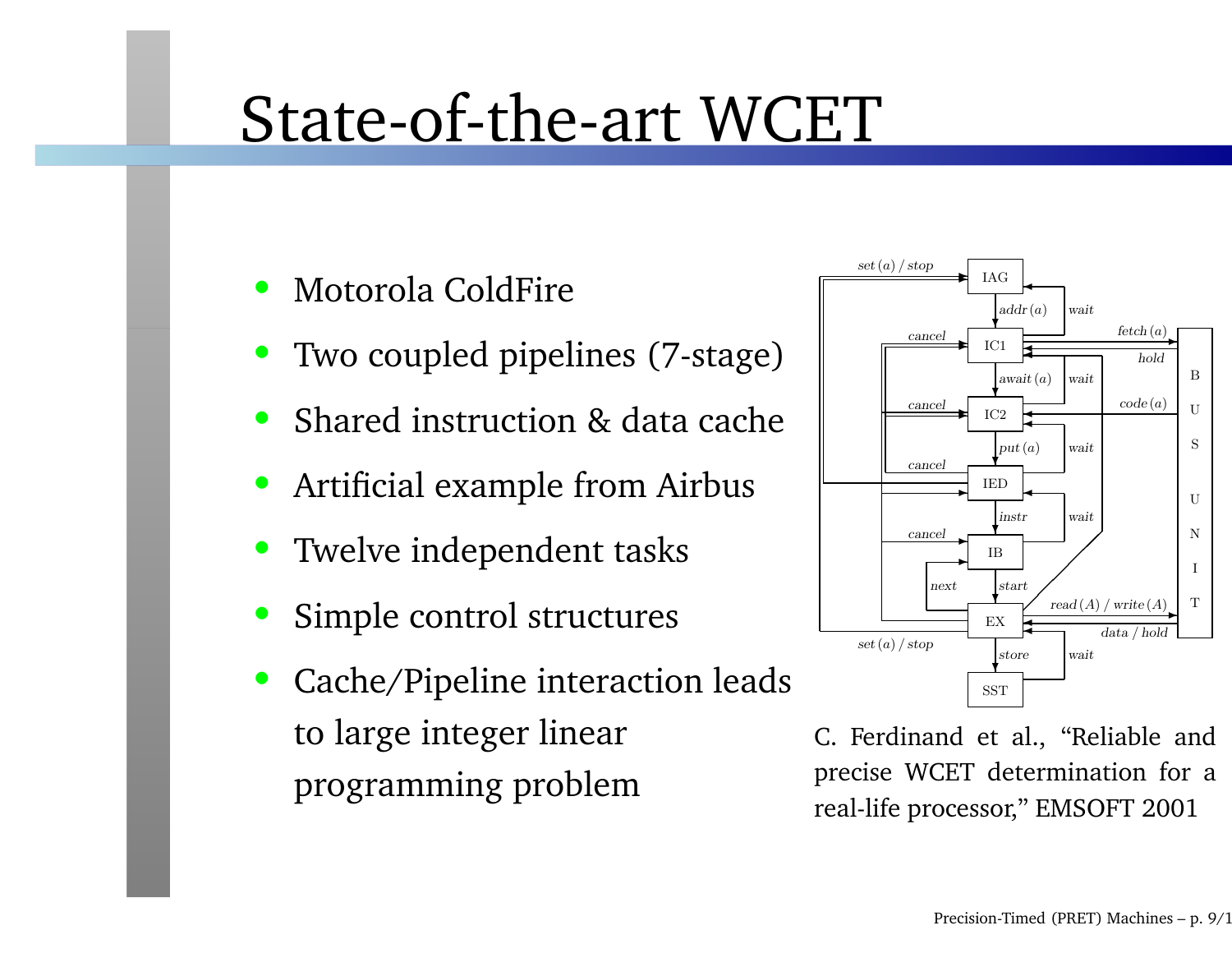# State-of-the-art WCET

- Motorola ColdFire
- Two coupled pipelines (7-stage)
- Shared instruction & data cache
- Artificial example from Airbus
- Twelve independent tasks
- Simple control structures
- Cache/Pipeline interaction leads to large integer linear programming problem

C. Ferdinand et al., "Reliable and precise WCET determination for a real-life processor," EMSOFT 2001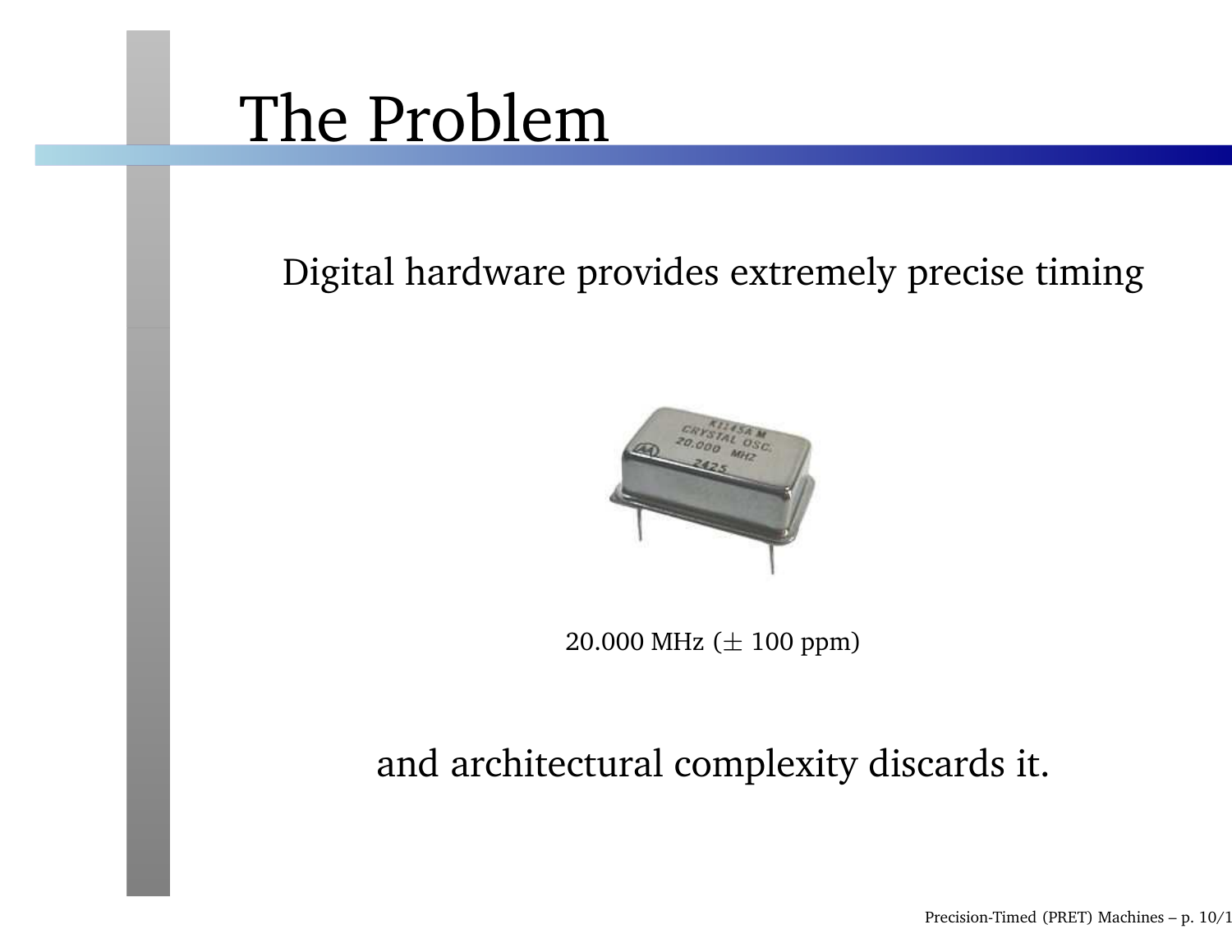# The Problem

Digital hardware provides extremely precise timing

20.000 MHz ($\pm$ 100 ppm)

and architectural complexity discards it.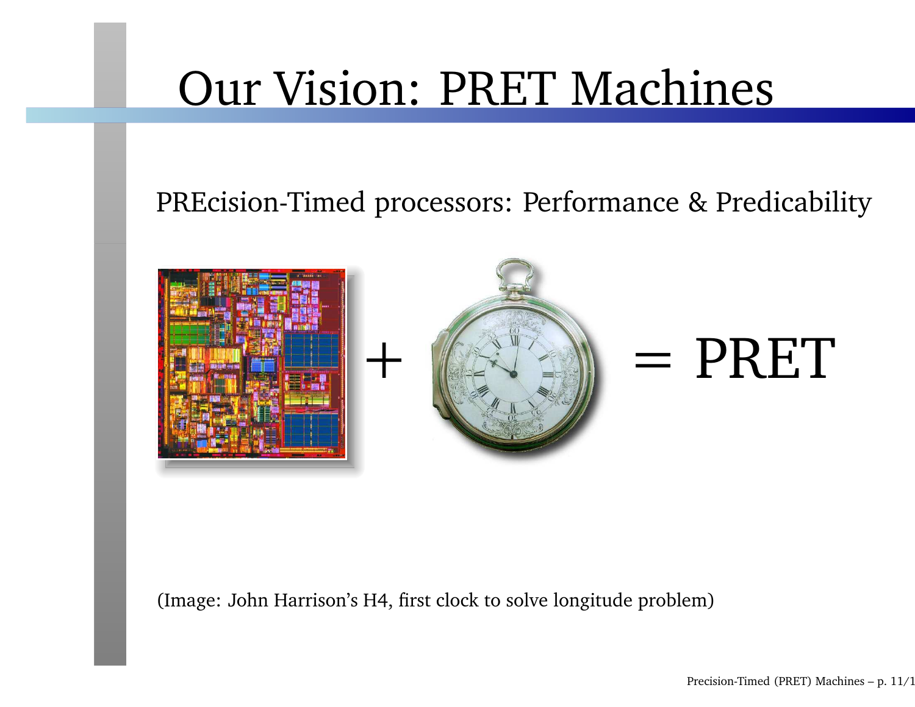# Our Vision: PRET Machines

PREcision-Timed processors: Performance & Predicability

+ = PRET

(Image: John Harrison's H4, first clock to solve longitude problem)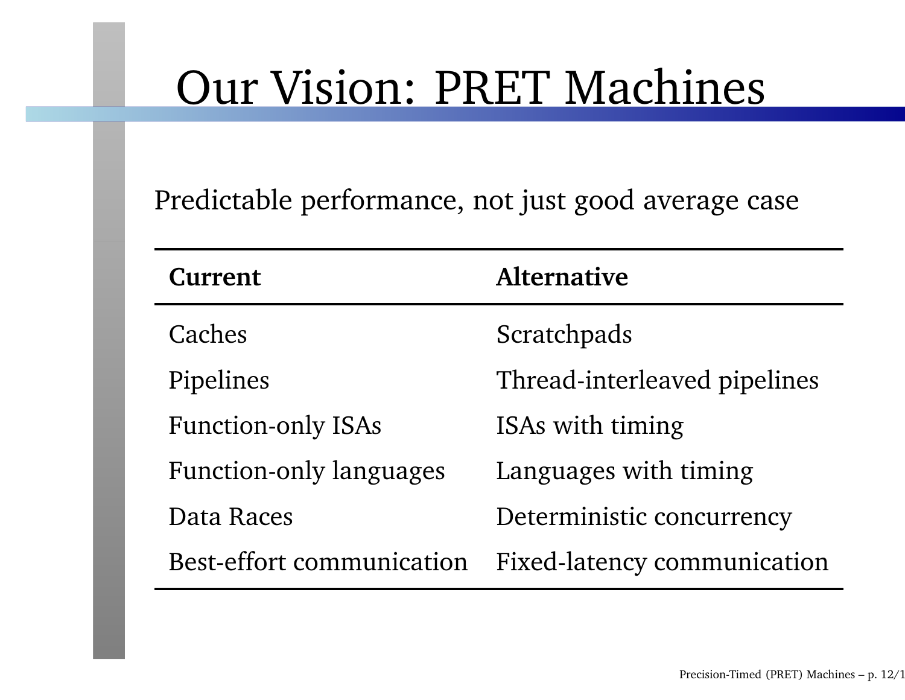# Our Vision: PRET Machines

Predictable performance, not just good average case

| Current | Alternative |
| --- | --- |
| Caches | Scratchpads |
| Pipelines | Thread-interleaved pipelines |
| Function-only ISAs | ISAs with timing |
| Function-only languages | Languages with timing |
| Data Races | Deterministic concurrency |
| Best-effort communication | Fixed-latency communication |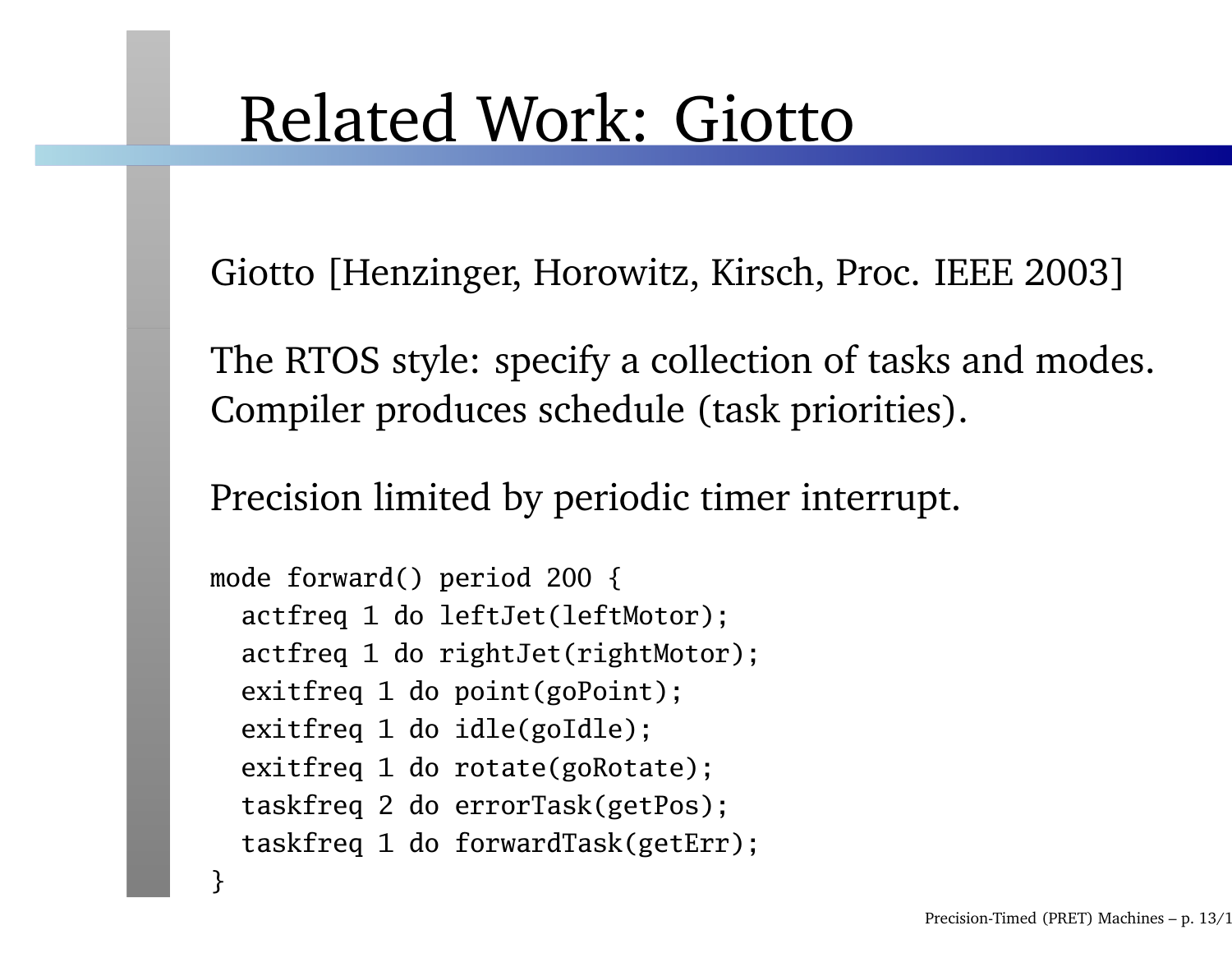# Related Work: Giotto

Giotto [Henzinger, Horowitz, Kirsch, Proc. IEEE 2003]

The RTOS style: specify a collection of tasks and modes. Compiler produces schedule (task priorities).

Precision limited by periodic timer interrupt.

```
mode forward() period 200 {
  actfreq 1 do leftJet(leftMotor);
  actfreq 1 do rightJet(rightMotor);
  exitfreq 1 do point(goPoint);
  exitfreq 1 do idle(goIdle);
  exitfreq 1 do rotate(goRotate);
  taskfreq 2 do errorTask(getPos);
  taskfreq 1 do forwardTask(getErr);
}
```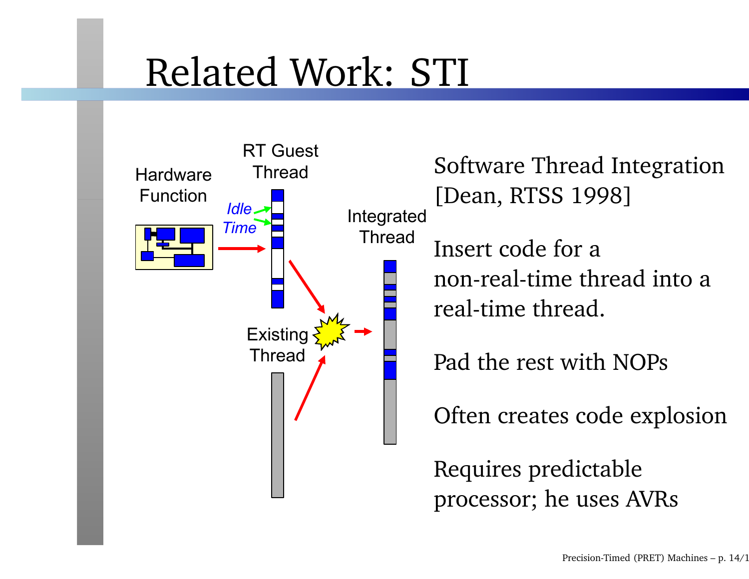# Related Work: STI

Hardware Function

RT Guest Thread

*Idle Time*

Integrated Thread

Existing Thread

Software Thread Integration [Dean, RTSS 1998]

Insert code for a non-real-time thread into a real-time thread.

Pad the rest with NOPs

Often creates code explosion

Requires predictable processor; he uses AVRs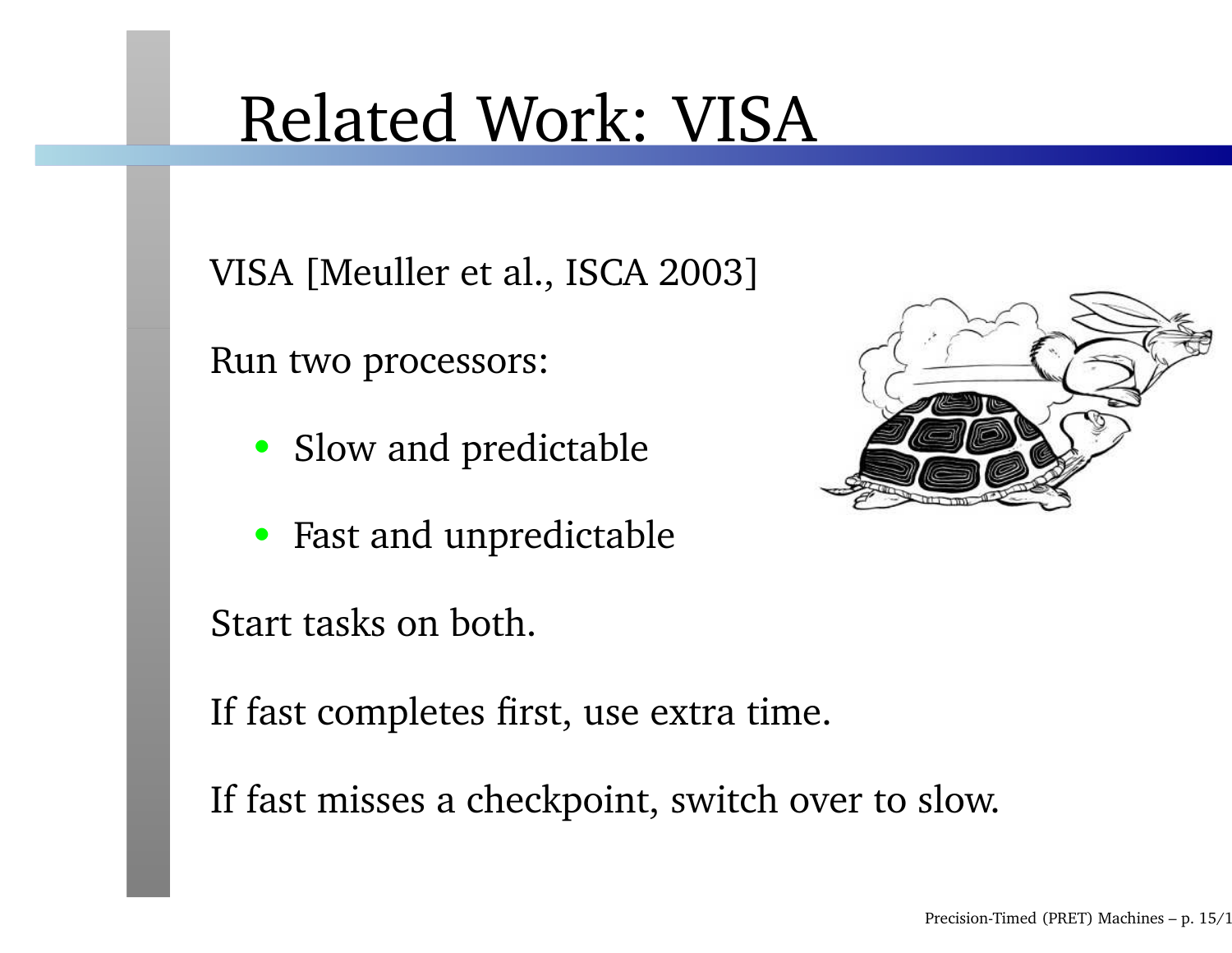# Related Work: VISA

VISA [Meuller et al., ISCA 2003]

Run two processors:

- Slow and predictable
- Fast and unpredictable

Start tasks on both.

If fast completes first, use extra time.

If fast misses a checkpoint, switch over to slow.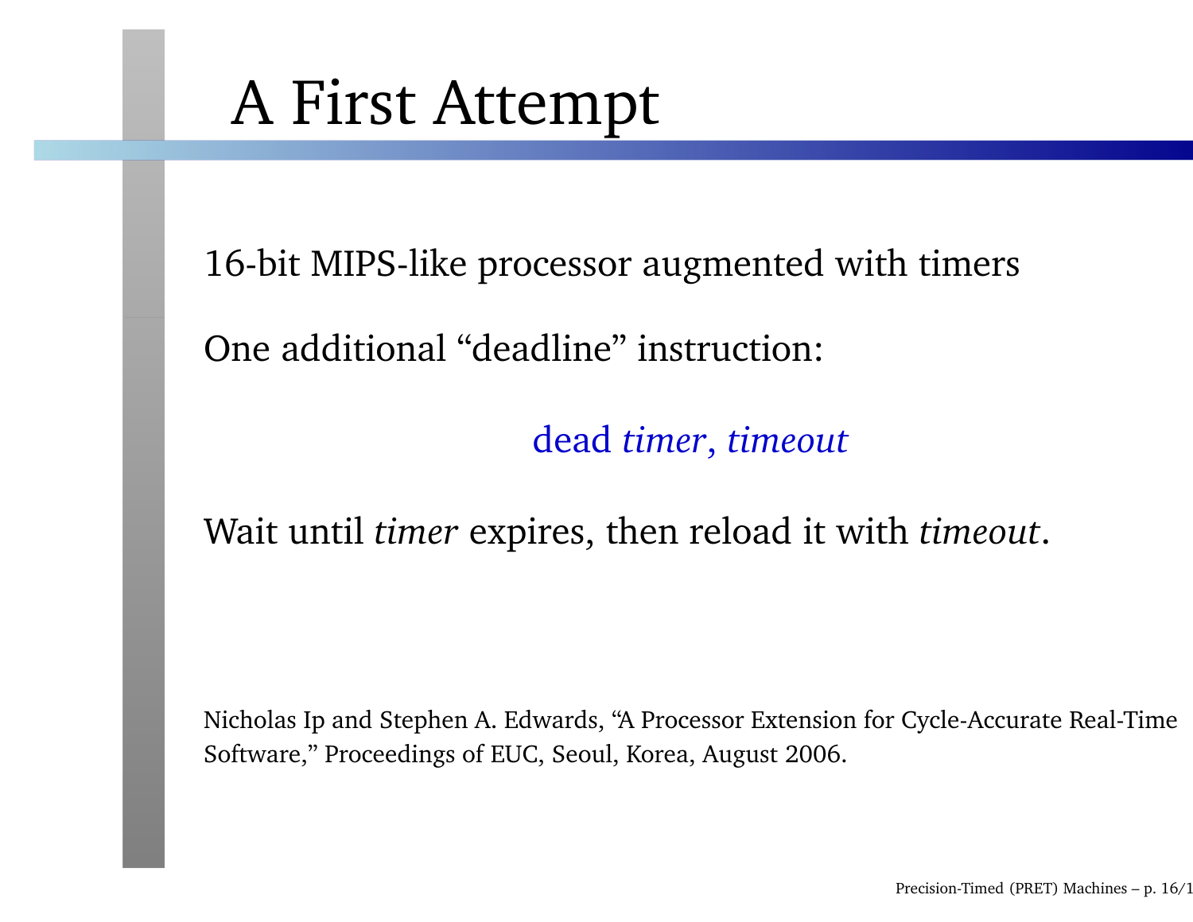# A First Attempt

16-bit MIPS-like processor augmented with timers

One additional "deadline" instruction:

dead *timer*, *timeout*

Wait until *timer* expires, then reload it with *timeout*.

Nicholas Ip and Stephen A. Edwards, "A Processor Extension for Cycle-Accurate Real-Time Software," Proceedings of EUC, Seoul, Korea, August 2006.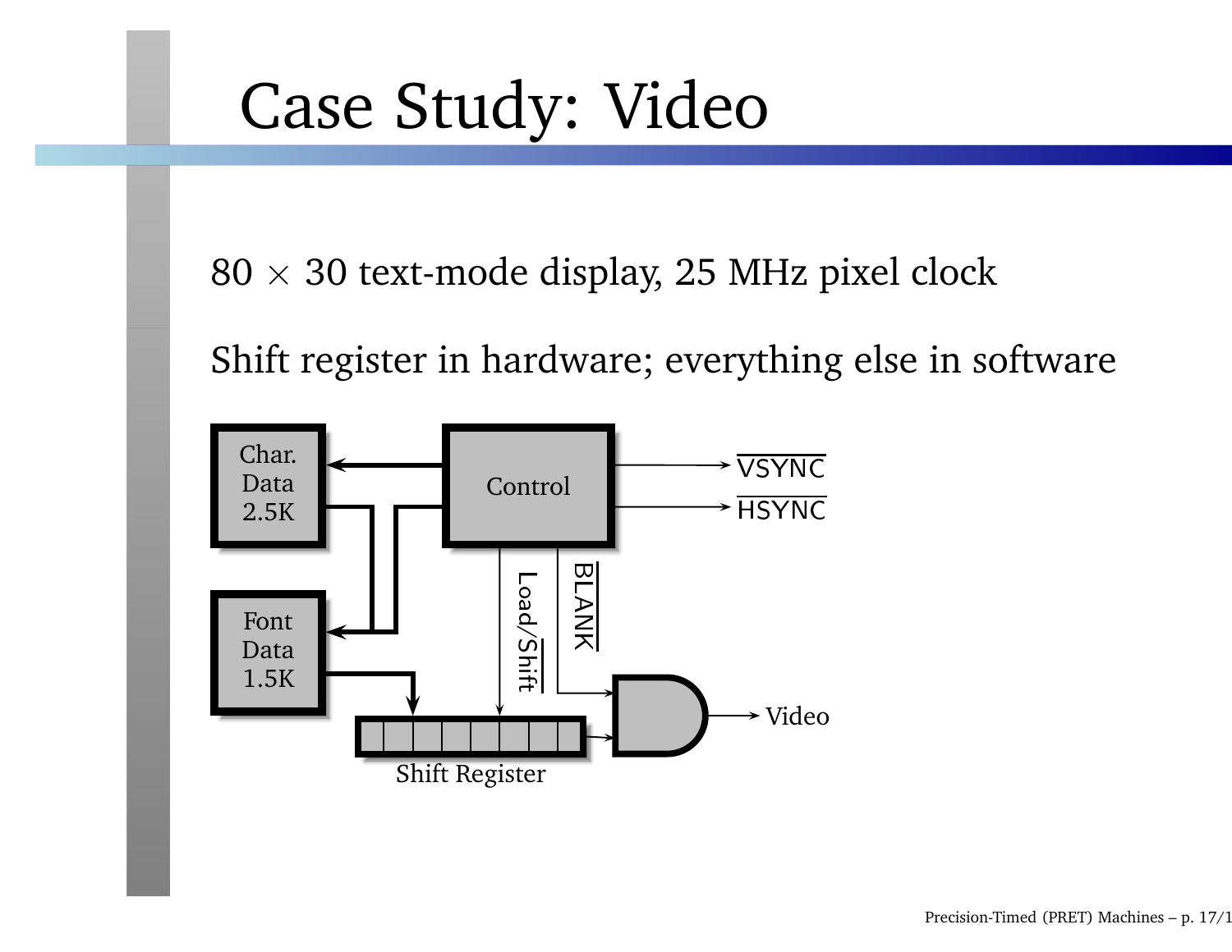# Case Study: Video

$80 \times 30$ text-mode display, 25 MHz pixel clock

Shift register in hardware; everything else in software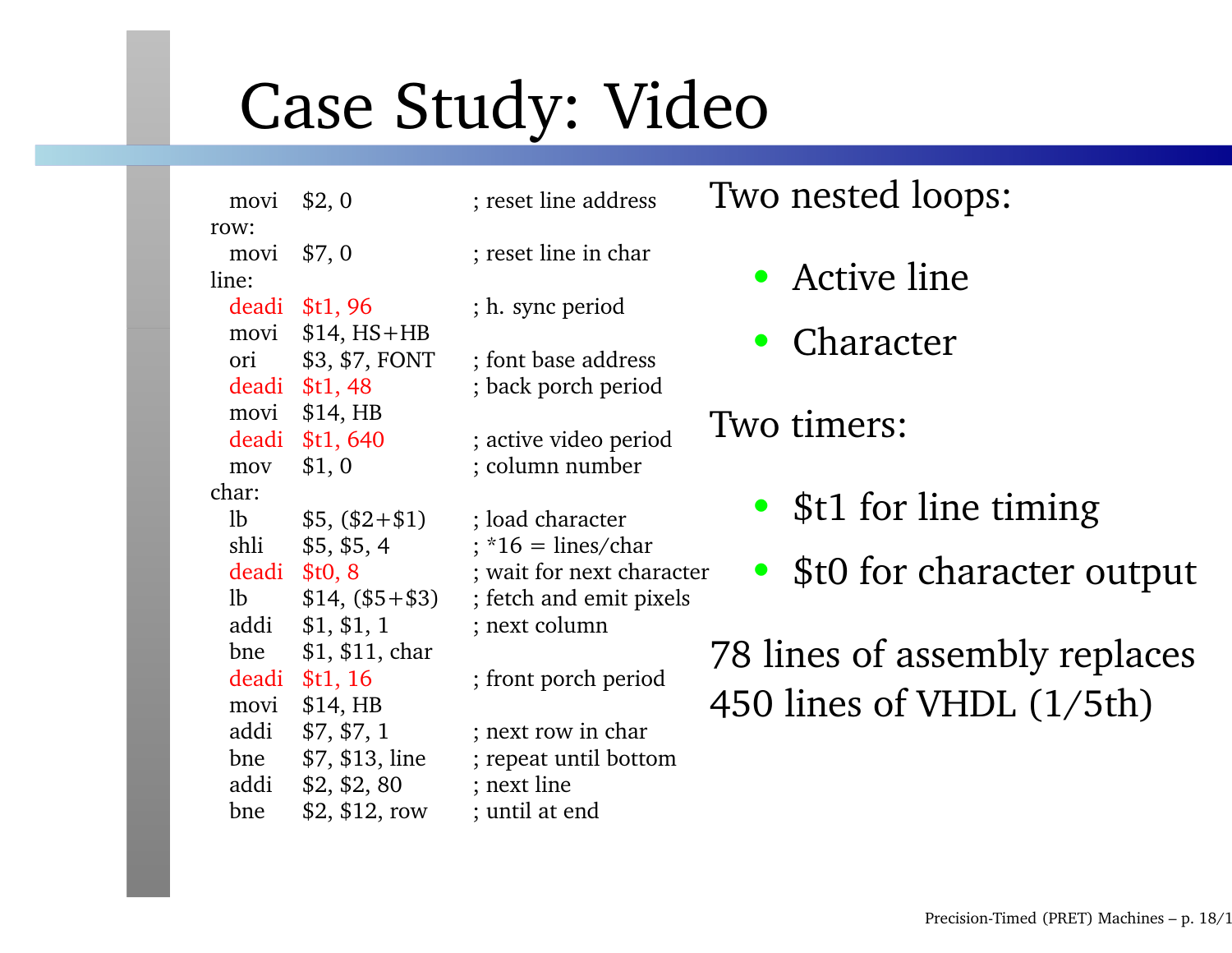# Case Study: Video

```
  movi  $2, 0            ; reset line address
row:
  movi  $7, 0            ; reset line in char
line:
  deadi $t1, 96          ; h. sync period
  movi  $14, HS+HB
  ori   $3, $7, FONT     ; font base address
  deadi $t1, 48          ; back porch period
  movi  $14, HB
  deadi $t1, 640         ; active video period
  mov   $1, 0            ; column number
char:
  lb    $5, ($2+$1)      ; load character
  shli  $5, $5, 4        ; *16 = lines/char
  deadi $t0, 8           ; wait for next character
  lb    $14, ($5+$3)     ; fetch and emit pixels
  addi  $1, $1, 1        ; next column
  bne   $1, $11, char
  deadi $t1, 16          ; front porch period
  movi  $14, HB
  addi  $7, $7, 1        ; next row in char
  bne   $7, $13, line    ; repeat until bottom
  addi  $2, $2, 80       ; next line
  bne   $2, $12, row     ; until at end
```

Two nested loops:

- Active line
- Character

Two timers:

- $t1 for line timing
- $t0 for character output

78 lines of assembly replaces 450 lines of VHDL (1/5th)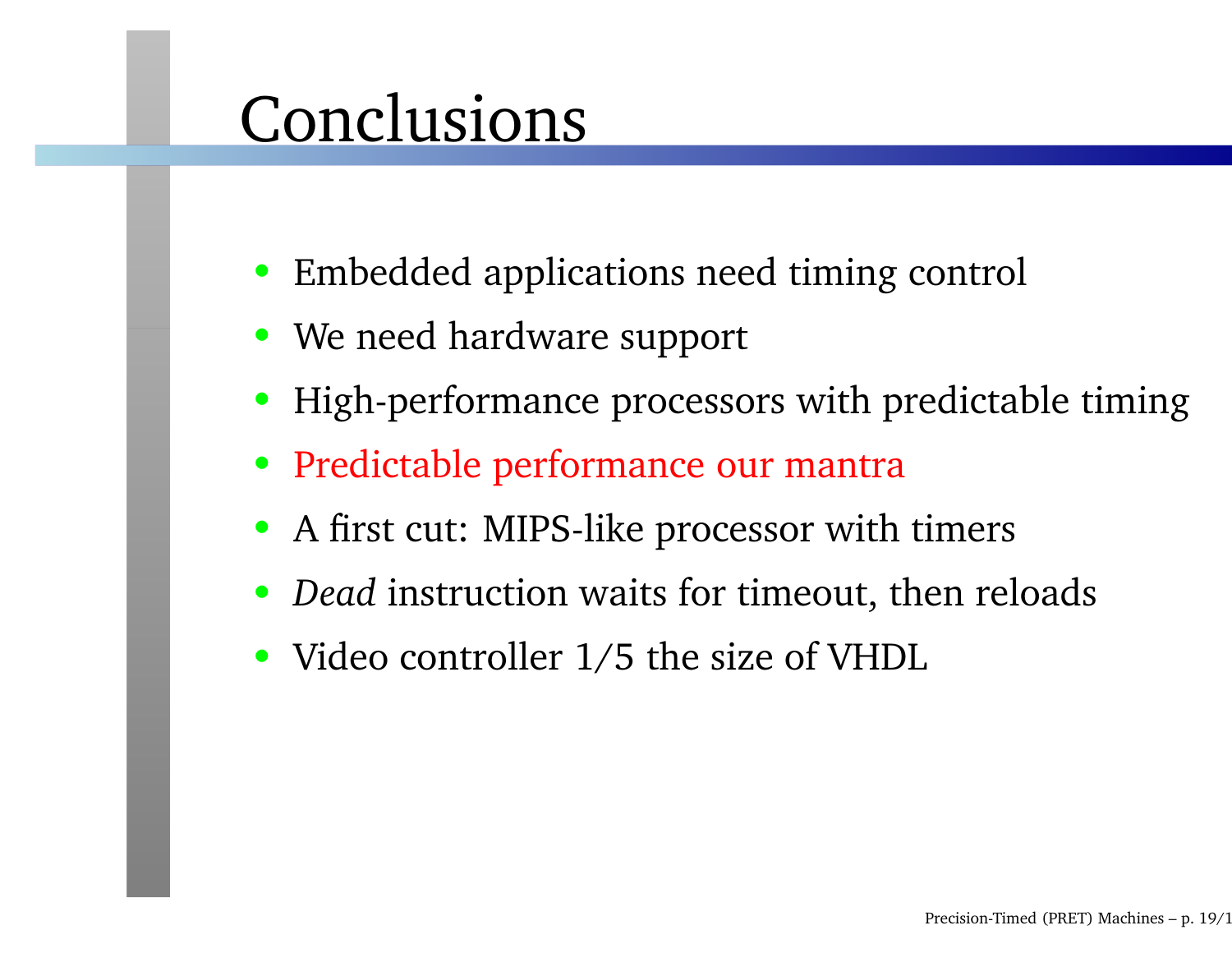# Conclusions

- Embedded applications need timing control
- We need hardware support
- High-performance processors with predictable timing
- Predictable performance our mantra
- A first cut: MIPS-like processor with timers
- *Dead* instruction waits for timeout, then reloads
- Video controller 1/5 the size of VHDL